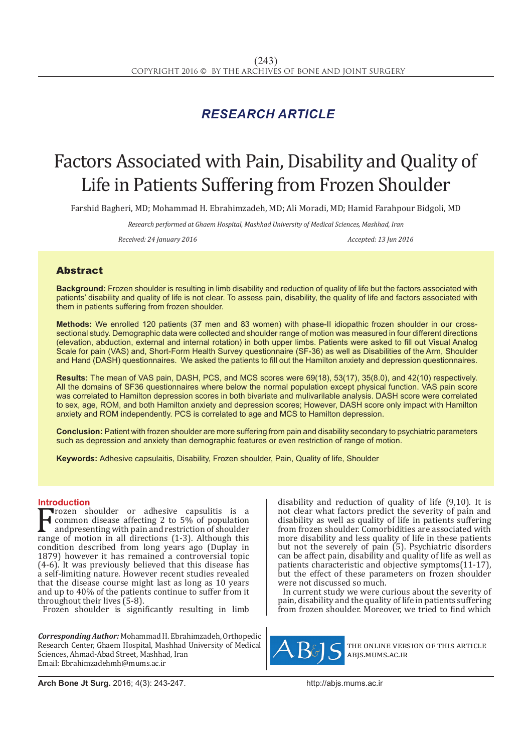*RESEARCH ARTICLE*

# Factors Associated with Pain, Disability and Quality of Life in Patients Suffering from Frozen Shoulder

Farshid Bagheri, MD; Mohammad H. Ebrahimzadeh, MD; Ali Moradi, MD; Hamid Farahpour Bidgoli, MD

*Research performed at Ghaem Hospital, Mashhad University of Medical Sciences, Mashhad, Iran*

*Received: 24 January 2016* *Accepted: 13 Jun 2016*

## Abstract

**Background:** Frozen shoulder is resulting in limb disability and reduction of quality of life but the factors associated with patients' disability and quality of life is not clear. To assess pain, disability, the quality of life and factors associated with them in patients suffering from frozen shoulder.

**Methods:** We enrolled 120 patients (37 men and 83 women) with phase-II idiopathic frozen shoulder in our cross-sectional study. Demographic data were collected and shoulder range of motion was measured in four different directions (elevation, abduction, external and internal rotation) in both upper limbs. Patients were asked to fill out Visual Analog Scale for pain (VAS) and, Short-Form Health Survey questionnaire (SF-36) as well as Disabilities of the Arm, Shoulder and Hand (DASH) questionnaires. We asked the patients to fill out the Hamilton anxiety and depression questionnaires.

**Results:** The mean of VAS pain, DASH, PCS, and MCS scores were 69(18), 53(17), 35(8.0), and 42(10) respectively. All the domains of SF36 questionnaires where below the normal population except physical function. VAS pain score was correlated to Hamilton depression scores in both bivariate and mulivarilable analysis. DASH score were correlated to sex, age, ROM, and both Hamilton anxiety and depression scores; However, DASH score only impact with Hamilton anxiety and ROM independently. PCS is correlated to age and MCS to Hamilton depression.

**Conclusion:** Patient with frozen shoulder are more suffering from pain and disability secondary to psychiatric parameters such as depression and anxiety than demographic features or even restriction of range of motion.

**Keywords:** Adhesive capsulaitis, Disability, Frozen shoulder, Pain, Quality of life, Shoulder

## Introduction

Frozen shoulder or adhesive capsulitis is a common disease affecting 2 to 5% of population andpresenting with pain and restriction of shoulder range of motion in all directions (1-3). Although this condition described from long years ago (Duplay in 1879) however it has remained a controversial topic (4-6). It was previously believed that this disease has a self-limiting nature. However recent studies revealed that the disease course might last as long as 10 years and up to 40% of the patients continue to suffer from it throughout their lives (5-8).

Frozen shoulder is significantly resulting in limb disability and reduction of quality of life (9,10). It is not clear what factors predict the severity of pain and disability as well as quality of life in patients suffering from frozen shoulder. Comorbidities are associated with more disability and less quality of life in these patients but not the severely of pain (5). Psychiatric disorders can be affect pain, disability and quality of life as well as patients characteristic and objective symptoms(11-17), but the effect of these parameters on frozen shoulder were not discussed so much.

In current study we were curious about the severity of pain, disability and the quality of life in patients suffering from frozen shoulder. Moreover, we tried to find which

***Corresponding Author:*** Mohammad H. Ebrahimzadeh, Orthopedic Research Center, Ghaem Hospital, Mashhad University of Medical Sciences, Ahmad-Abad Street, Mashhad, Iran
Email: Ebrahimzadehmh@mums.ac.ir

THE ONLINE VERSION OF THIS ARTICLE
ABJS.MUMS.AC.IR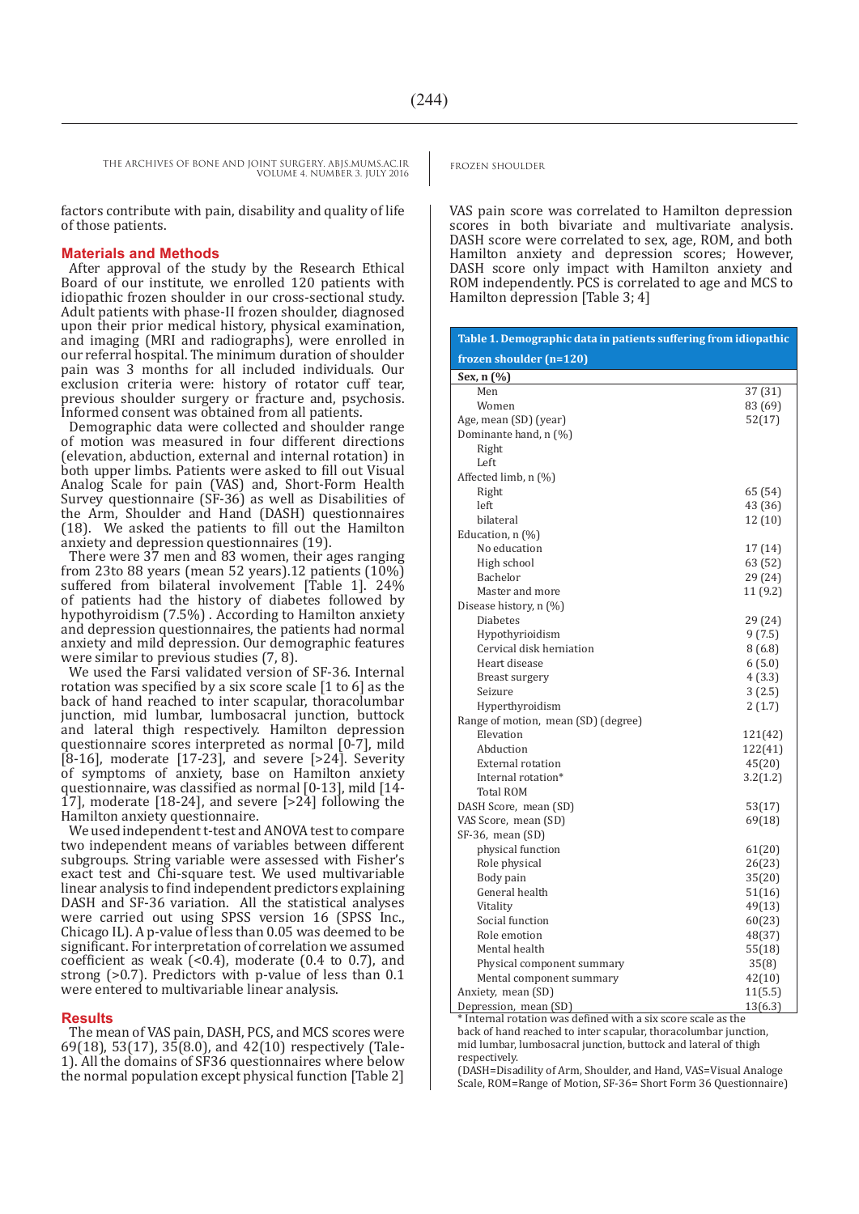factors contribute with pain, disability and quality of life of those patients.

## Materials and Methods

After approval of the study by the Research Ethical Board of our institute, we enrolled 120 patients with idiopathic frozen shoulder in our cross-sectional study. Adult patients with phase-II frozen shoulder, diagnosed upon their prior medical history, physical examination, and imaging (MRI and radiographs), were enrolled in our referral hospital. The minimum duration of shoulder pain was 3 months for all included individuals. Our exclusion criteria were: history of rotator cuff tear, previous shoulder surgery or fracture and, psychosis. Informed consent was obtained from all patients.

Demographic data were collected and shoulder range of motion was measured in four different directions (elevation, abduction, external and internal rotation) in both upper limbs. Patients were asked to fill out Visual Analog Scale for pain (VAS) and, Short-Form Health Survey questionnaire (SF-36) as well as Disabilities of the Arm, Shoulder and Hand (DASH) questionnaires (18). We asked the patients to fill out the Hamilton anxiety and depression questionnaires (19).

There were 37 men and 83 women, their ages ranging from 23to 88 years (mean 52 years).12 patients (10%) suffered from bilateral involvement [Table 1]. 24% of patients had the history of diabetes followed by hypothyroidism (7.5%) . According to Hamilton anxiety and depression questionnaires, the patients had normal anxiety and mild depression. Our demographic features were similar to previous studies (7, 8).

We used the Farsi validated version of SF-36. Internal rotation was specified by a six score scale [1 to 6] as the back of hand reached to inter scapular, thoracolumbar junction, mid lumbar, lumbosacral junction, buttock and lateral thigh respectively. Hamilton depression questionnaire scores interpreted as normal [0-7], mild [8-16], moderate [17-23], and severe [>24]. Severity of symptoms of anxiety, base on Hamilton anxiety questionnaire, was classified as normal [0-13], mild [14-17], moderate [18-24], and severe [>24] following the Hamilton anxiety questionnaire.

We used independent t-test and ANOVA test to compare two independent means of variables between different subgroups. String variable were assessed with Fisher's exact test and Chi-square test. We used multivariable linear analysis to find independent predictors explaining DASH and SF-36 variation. All the statistical analyses were carried out using SPSS version 16 (SPSS Inc., Chicago IL). A p-value of less than 0.05 was deemed to be significant. For interpretation of correlation we assumed coefficient as weak (<0.4), moderate (0.4 to 0.7), and strong (>0.7). Predictors with p-value of less than 0.1 were entered to multivariable linear analysis.

## Results

The mean of VAS pain, DASH, PCS, and MCS scores were 69(18), 53(17), 35(8.0), and 42(10) respectively (Tale-1). All the domains of SF36 questionnaires where below the normal population except physical function [Table 2]

VAS pain score was correlated to Hamilton depression scores in both bivariate and multivariate analysis. DASH score were correlated to sex, age, ROM, and both Hamilton anxiety and depression scores; However, DASH score only impact with Hamilton anxiety and ROM independently. PCS is correlated to age and MCS to Hamilton depression [Table 3; 4]

**Table 1. Demographic data in patients suffering from idiopathic frozen shoulder (n=120)**

| | |
|---|---|
| **Sex, n (%)** | |
| Men | 37 (31) |
| Women | 83 (69) |
| Age, mean (SD) (year) | 52(17) |
| Dominante hand, n (%) | |
| Right | |
| Left | |
| Affected limb, n (%) | |
| Right | 65 (54) |
| left | 43 (36) |
| bilateral | 12 (10) |
| Education, n (%) | |
| No education | 17 (14) |
| High school | 63 (52) |
| Bachelor | 29 (24) |
| Master and more | 11 (9.2) |
| Disease history, n (%) | |
| Diabetes | 29 (24) |
| Hypothyroidism | 9 (7.5) |
| Cervical disk herniation | 8 (6.8) |
| Heart disease | 6 (5.0) |
| Breast surgery | 4 (3.3) |
| Seizure | 3 (2.5) |
| Hyperthyroidism | 2 (1.7) |
| Range of motion, mean (SD) (degree) | |
| Elevation | 121(42) |
| Abduction | 122(41) |
| External rotation | 45(20) |
| Internal rotation* | 3.2(1.2) |
| Total ROM | |
| DASH Score, mean (SD) | 53(17) |
| VAS Score, mean (SD) | 69(18) |
| SF-36, mean (SD) | |
| physical function | 61(20) |
| Role physical | 26(23) |
| Body pain | 35(20) |
| General health | 51(16) |
| Vitality | 49(13) |
| Social function | 60(23) |
| Role emotion | 48(37) |
| Mental health | 55(18) |
| Physical component summary | 35(8) |
| Mental component summary | 42(10) |
| Anxiety, mean (SD) | 11(5.5) |
| Depression, mean (SD) | 13(6.3) |

\* Internal rotation was defined with a six score scale as the back of hand reached to inter scapular, thoracolumbar junction, mid lumbar, lumbosacral junction, buttock and lateral of thigh respectively.

(DASH=Disadility of Arm, Shoulder, and Hand, VAS=Visual Analoge Scale, ROM=Range of Motion, SF-36= Short Form 36 Questionnaire)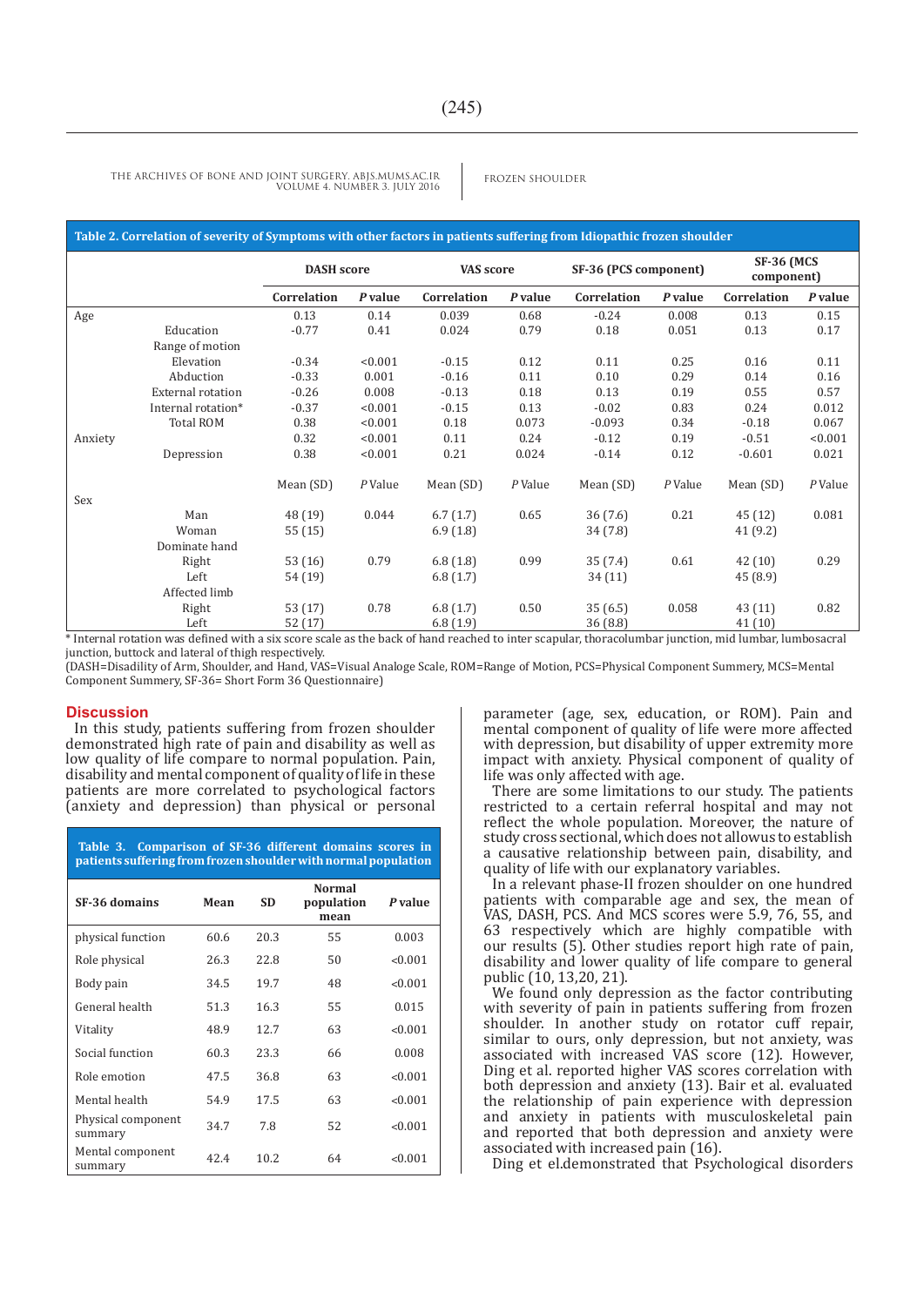| Table 2. Correlation of severity of Symptoms with other factors in patients suffering from Idiopathic frozen shoulder | | | | | | | | | |
|---|---|---|---|---|---|---|---|---|---|
| | | DASH score | | VAS score | | SF-36 (PCS component) | | SF-36 (MCS component) | |
| | | Correlation | *P* value | Correlation | *P* value | Correlation | *P* value | Correlation | *P* value |
| Age | | 0.13 | 0.14 | 0.039 | 0.68 | -0.24 | 0.008 | 0.13 | 0.15 |
| | Education | -0.77 | 0.41 | 0.024 | 0.79 | 0.18 | 0.051 | 0.13 | 0.17 |
| | Range of motion | | | | | | | | |
| | Elevation | -0.34 | <0.001 | -0.15 | 0.12 | 0.11 | 0.25 | 0.16 | 0.11 |
| | Abduction | -0.33 | 0.001 | -0.16 | 0.11 | 0.10 | 0.29 | 0.14 | 0.16 |
| | External rotation | -0.26 | 0.008 | -0.13 | 0.18 | 0.13 | 0.19 | 0.55 | 0.57 |
| | Internal rotation* | -0.37 | <0.001 | -0.15 | 0.13 | -0.02 | 0.83 | 0.24 | 0.012 |
| | Total ROM | 0.38 | <0.001 | 0.18 | 0.073 | -0.093 | 0.34 | -0.18 | 0.067 |
| Anxiety | | 0.32 | <0.001 | 0.11 | 0.24 | -0.12 | 0.19 | -0.51 | <0.001 |
| | Depression | 0.38 | <0.001 | 0.21 | 0.024 | -0.14 | 0.12 | -0.601 | 0.021 |
| | | Mean (SD) | *P* Value | Mean (SD) | *P* Value | Mean (SD) | *P* Value | Mean (SD) | *P* Value |
| Sex | | | | | | | | | |
| | Man | 48 (19) | 0.044 | 6.7 (1.7) | 0.65 | 36 (7.6) | 0.21 | 45 (12) | 0.081 |
| | Woman | 55 (15) | | 6.9 (1.8) | | 34 (7.8) | | 41 (9.2) | |
| | Dominate hand | | | | | | | | |
| | Right | 53 (16) | 0.79 | 6.8 (1.8) | 0.99 | 35 (7.4) | 0.61 | 42 (10) | 0.29 |
| | Left | 54 (19) | | 6.8 (1.7) | | 34 (11) | | 45 (8.9) | |
| | Affected limb | | | | | | | | |
| | Right | 53 (17) | 0.78 | 6.8 (1.7) | 0.50 | 35 (6.5) | 0.058 | 43 (11) | 0.82 |
| | Left | 52 (17) | | 6.8 (1.9) | | 36 (8.8) | | 41 (10) | |

\* Internal rotation was defined with a six score scale as the back of hand reached to inter scapular, thoracolumbar junction, mid lumbar, lumbosacral junction, buttock and lateral of thigh respectively.
(DASH=Disadility of Arm, Shoulder, and Hand, VAS=Visual Analoge Scale, ROM=Range of Motion, PCS=Physical Component Summery, MCS=Mental Component Summery, SF-36= Short Form 36 Questionnaire)

## Discussion

In this study, patients suffering from frozen shoulder demonstrated high rate of pain and disability as well as low quality of life compare to normal population. Pain, disability and mental component of quality of life in these patients are more correlated to psychological factors (anxiety and depression) than physical or personal parameter (age, sex, education, or ROM). Pain and mental component of quality of life were more affected with depression, but disability of upper extremity more impact with anxiety. Physical component of quality of life was only affected with age.

| Table 3. Comparison of SF-36 different domains scores in patients suffering from frozen shoulder with normal population | | | | |
|---|---|---|---|---|
| SF-36 domains | Mean | SD | Normal population mean | *P* value |
| physical function | 60.6 | 20.3 | 55 | 0.003 |
| Role physical | 26.3 | 22.8 | 50 | <0.001 |
| Body pain | 34.5 | 19.7 | 48 | <0.001 |
| General health | 51.3 | 16.3 | 55 | 0.015 |
| Vitality | 48.9 | 12.7 | 63 | <0.001 |
| Social function | 60.3 | 23.3 | 66 | 0.008 |
| Role emotion | 47.5 | 36.8 | 63 | <0.001 |
| Mental health | 54.9 | 17.5 | 63 | <0.001 |
| Physical component summary | 34.7 | 7.8 | 52 | <0.001 |
| Mental component summary | 42.4 | 10.2 | 64 | <0.001 |

There are some limitations to our study. The patients restricted to a certain referral hospital and may not reflect the whole population. Moreover, the nature of study cross sectional, which does not allow us to establish a causative relationship between pain, disability, and quality of life with our explanatory variables.

In a relevant phase-II frozen shoulder on one hundred patients with comparable age and sex, the mean of VAS, DASH, PCS. And MCS scores were 5.9, 76, 55, and 63 respectively which are highly compatible with our results (5). Other studies report high rate of pain, disability and lower quality of life compare to general public (10, 13,20, 21).

We found only depression as the factor contributing with severity of pain in patients suffering from frozen shoulder. In another study on rotator cuff repair, similar to ours, only depression, but not anxiety, was associated with increased VAS score (12). However, Ding et al. reported higher VAS scores correlation with both depression and anxiety (13). Bair et al. evaluated the relationship of pain experience with depression and anxiety in patients with musculoskeletal pain and reported that both depression and anxiety were associated with increased pain (16).

Ding et el.demonstrated that Psychological disorders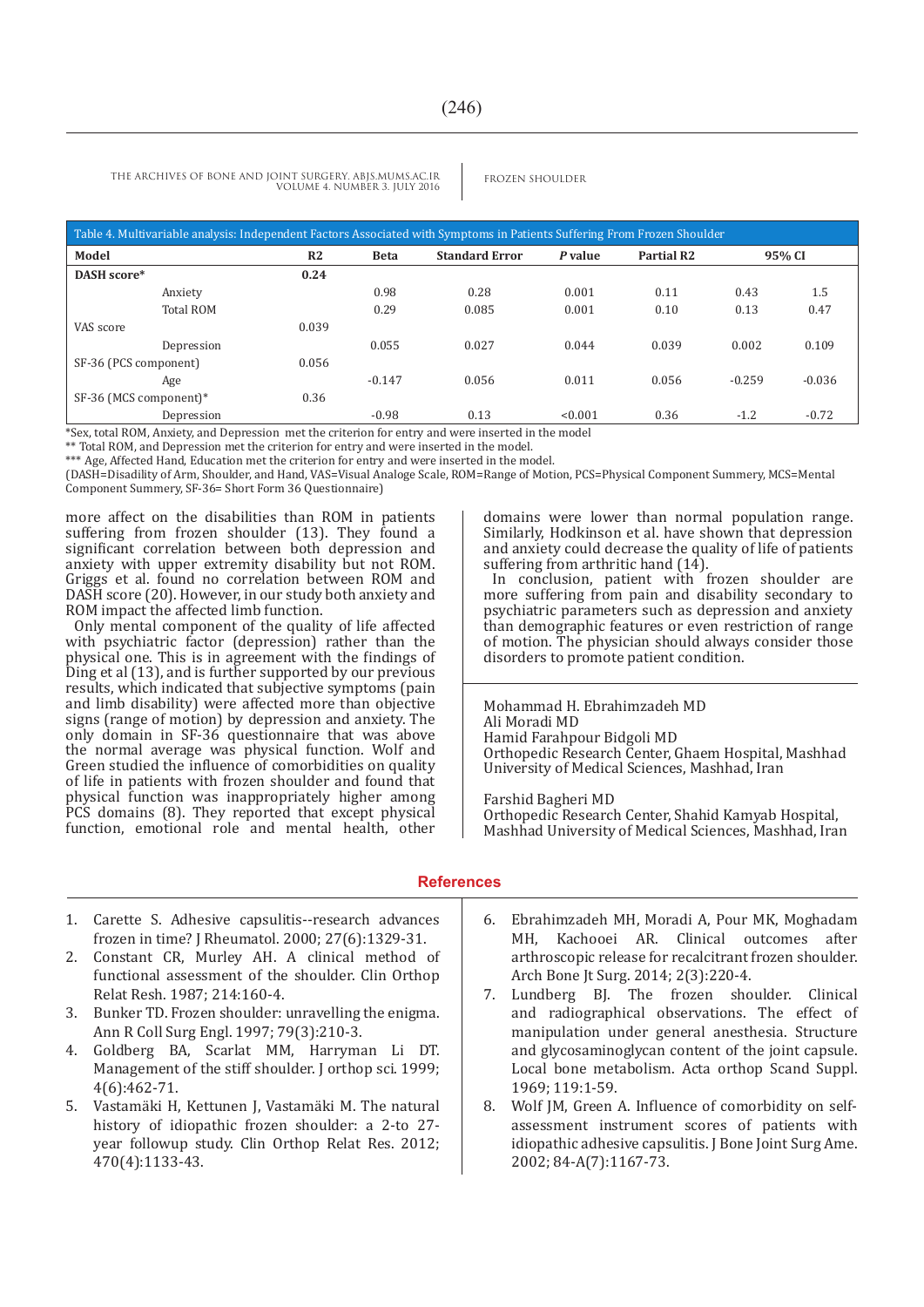Table 4. Multivariable analysis: Independent Factors Associated with Symptoms in Patients Suffering From Frozen Shoulder

| Model | | R2 | Beta | Standard Error | *P* value | Partial R2 | 95% CI | |
|---|---|---|---|---|---|---|---|---|
| **DASH score*** | | **0.24** | | | | | | |
| | Anxiety | | 0.98 | 0.28 | 0.001 | 0.11 | 0.43 | 1.5 |
| | Total ROM | | 0.29 | 0.085 | 0.001 | 0.10 | 0.13 | 0.47 |
| VAS score | | 0.039 | | | | | | |
| | Depression | | 0.055 | 0.027 | 0.044 | 0.039 | 0.002 | 0.109 |
| SF-36 (PCS component) | | 0.056 | | | | | | |
| | Age | | -0.147 | 0.056 | 0.011 | 0.056 | -0.259 | -0.036 |
| SF-36 (MCS component)* | | 0.36 | | | | | | |
| | Depression | | -0.98 | 0.13 | <0.001 | 0.36 | -1.2 | -0.72 |

*Sex, total ROM, Anxiety, and Depression met the criterion for entry and were inserted in the model

** Total ROM, and Depression met the criterion for entry and were inserted in the model.

*** Age, Affected Hand, Education met the criterion for entry and were inserted in the model.

(DASH=Disadility of Arm, Shoulder, and Hand, VAS=Visual Analoge Scale, ROM=Range of Motion, PCS=Physical Component Summery, MCS=Mental Component Summery, SF-36= Short Form 36 Questionnaire)

more affect on the disabilities than ROM in patients suffering from frozen shoulder (13). They found a significant correlation between both depression and anxiety with upper extremity disability but not ROM. Griggs et al. found no correlation between ROM and DASH score (20). However, in our study both anxiety and ROM impact the affected limb function.

Only mental component of the quality of life affected with psychiatric factor (depression) rather than the physical one. This is in agreement with the findings of Ding et al (13), and is further supported by our previous results, which indicated that subjective symptoms (pain and limb disability) were affected more than objective signs (range of motion) by depression and anxiety. The only domain in SF-36 questionnaire that was above the normal average was physical function. Wolf and Green studied the influence of comorbidities on quality of life in patients with frozen shoulder and found that physical function was inappropriately higher among PCS domains (8). They reported that except physical function, emotional role and mental health, other domains were lower than normal population range. Similarly, Hodkinson et al. have shown that depression and anxiety could decrease the quality of life of patients suffering from arthritic hand (14).

In conclusion, patient with frozen shoulder are more suffering from pain and disability secondary to psychiatric parameters such as depression and anxiety than demographic features or even restriction of range of motion. The physician should always consider those disorders to promote patient condition.

Mohammad H. Ebrahimzadeh MD
Ali Moradi MD
Hamid Farahpour Bidgoli MD
Orthopedic Research Center, Ghaem Hospital, Mashhad University of Medical Sciences, Mashhad, Iran

Farshid Bagheri MD
Orthopedic Research Center, Shahid Kamyab Hospital, Mashhad University of Medical Sciences, Mashhad, Iran

## References

1. Carette S. Adhesive capsulitis--research advances frozen in time? J Rheumatol. 2000; 27(6):1329-31.
2. Constant CR, Murley AH. A clinical method of functional assessment of the shoulder. Clin Orthop Relat Resh. 1987; 214:160-4.
3. Bunker TD. Frozen shoulder: unravelling the enigma. Ann R Coll Surg Engl. 1997; 79(3):210-3.
4. Goldberg BA, Scarlat MM, Harryman Li DT. Management of the stiff shoulder. J orthop sci. 1999; 4(6):462-71.
5. Vastamäki H, Kettunen J, Vastamäki M. The natural history of idiopathic frozen shoulder: a 2-to 27-year followup study. Clin Orthop Relat Res. 2012; 470(4):1133-43.
6. Ebrahimzadeh MH, Moradi A, Pour MK, Moghadam MH, Kachooei AR. Clinical outcomes after arthroscopic release for recalcitrant frozen shoulder. Arch Bone Jt Surg. 2014; 2(3):220-4.
7. Lundberg BJ. The frozen shoulder. Clinical and radiographical observations. The effect of manipulation under general anesthesia. Structure and glycosaminoglycan content of the joint capsule. Local bone metabolism. Acta orthop Scand Suppl. 1969; 119:1-59.
8. Wolf JM, Green A. Influence of comorbidity on self-assessment instrument scores of patients with idiopathic adhesive capsulitis. J Bone Joint Surg Ame. 2002; 84-A(7):1167-73.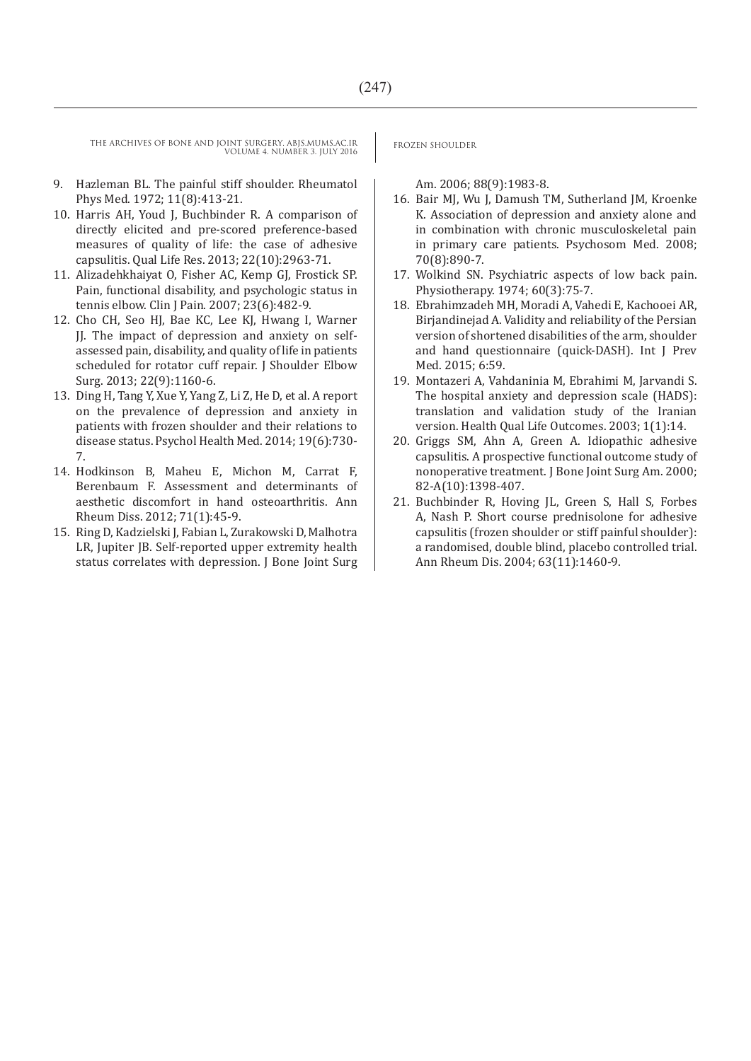9. Hazleman BL. The painful stiff shoulder. Rheumatol Phys Med. 1972; 11(8):413-21.
10. Harris AH, Youd J, Buchbinder R. A comparison of directly elicited and pre-scored preference-based measures of quality of life: the case of adhesive capsulitis. Qual Life Res. 2013; 22(10):2963-71.
11. Alizadehkhaiyat O, Fisher AC, Kemp GJ, Frostick SP. Pain, functional disability, and psychologic status in tennis elbow. Clin J Pain. 2007; 23(6):482-9.
12. Cho CH, Seo HJ, Bae KC, Lee KJ, Hwang I, Warner JJ. The impact of depression and anxiety on self-assessed pain, disability, and quality of life in patients scheduled for rotator cuff repair. J Shoulder Elbow Surg. 2013; 22(9):1160-6.
13. Ding H, Tang Y, Xue Y, Yang Z, Li Z, He D, et al. A report on the prevalence of depression and anxiety in patients with frozen shoulder and their relations to disease status. Psychol Health Med. 2014; 19(6):730-7.
14. Hodkinson B, Maheu E, Michon M, Carrat F, Berenbaum F. Assessment and determinants of aesthetic discomfort in hand osteoarthritis. Ann Rheum Diss. 2012; 71(1):45-9.
15. Ring D, Kadzielski J, Fabian L, Zurakowski D, Malhotra LR, Jupiter JB. Self-reported upper extremity health status correlates with depression. J Bone Joint Surg Am. 2006; 88(9):1983-8.
16. Bair MJ, Wu J, Damush TM, Sutherland JM, Kroenke K. Association of depression and anxiety alone and in combination with chronic musculoskeletal pain in primary care patients. Psychosom Med. 2008; 70(8):890-7.
17. Wolkind SN. Psychiatric aspects of low back pain. Physiotherapy. 1974; 60(3):75-7.
18. Ebrahimzadeh MH, Moradi A, Vahedi E, Kachooei AR, Birjandinejad A. Validity and reliability of the Persian version of shortened disabilities of the arm, shoulder and hand questionnaire (quick-DASH). Int J Prev Med. 2015; 6:59.
19. Montazeri A, Vahdaninia M, Ebrahimi M, Jarvandi S. The hospital anxiety and depression scale (HADS): translation and validation study of the Iranian version. Health Qual Life Outcomes. 2003; 1(1):14.
20. Griggs SM, Ahn A, Green A. Idiopathic adhesive capsulitis. A prospective functional outcome study of nonoperative treatment. J Bone Joint Surg Am. 2000; 82-A(10):1398-407.
21. Buchbinder R, Hoving JL, Green S, Hall S, Forbes A, Nash P. Short course prednisolone for adhesive capsulitis (frozen shoulder or stiff painful shoulder): a randomised, double blind, placebo controlled trial. Ann Rheum Dis. 2004; 63(11):1460-9.